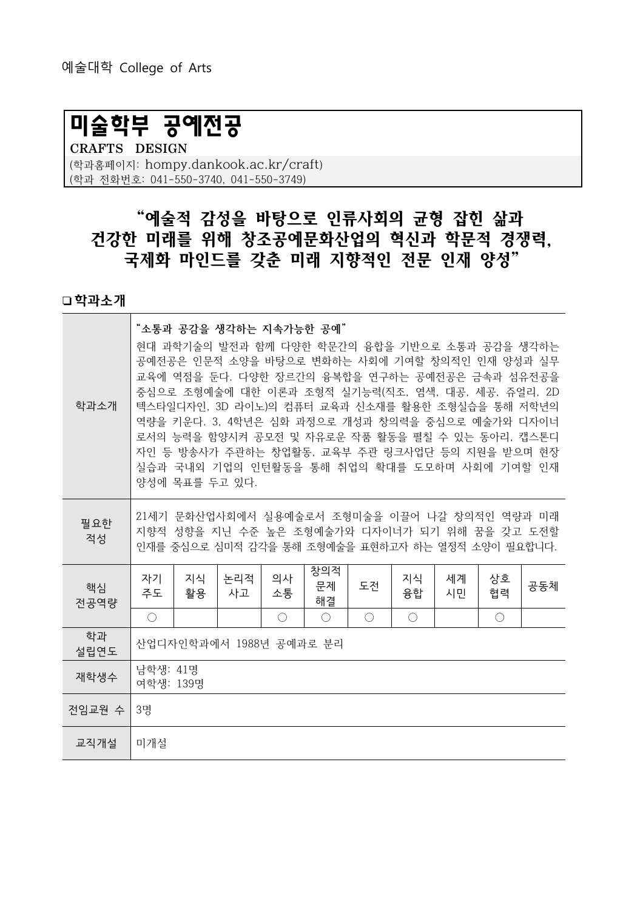예술대학 College of Arts

# 미술학부 공예전공

**CRAFTS DESIGN**

(학과홈페이지: hompy.dankook.ac.kr/craft)
(학과 전화번호: 041-550-3740, 041-550-3749)

## “예술적 감성을 바탕으로 인류사회의 균형 잡힌 삶과 건강한 미래를 위해 창조공예문화산업의 혁신과 학문적 경쟁력, 국제화 마인드를 갖춘 미래 지향적인 전문 인재 양성”

### ❑ 학과소개

| 학과소개 | **“소통과 공감을 생각하는 지속가능한 공예”**<br>현대 과학기술의 발전과 함께 다양한 학문간의 융합을 기반으로 소통과 공감을 생각하는 공예전공은 인문적 소양을 바탕으로 변화하는 사회에 기여할 창의적인 인재 양성과 실무 교육에 역점을 둔다. 다양한 장르간의 융복합을 연구하는 공예전공은 금속과 섬유전공을 중심으로 조형예술에 대한 이론과 조형적 실기능력(직조, 염색, 대공, 세공, 쥬얼리, 2D 텍스타일디자인, 3D 라이노)의 컴퓨터 교육과 신소재를 활용한 조형실습을 통해 저학년의 역량을 키운다. 3, 4학년은 심화 과정으로 개성과 창의력을 중심으로 예술가와 디자이너로서의 능력을 함양시켜 공모전 및 자유로운 작품 활동을 펼칠 수 있는 동아리, 캡스톤디자인 등 방송사가 주관하는 창업활동, 교육부 주관 링크사업단 등의 지원을 받으며 현장실습과 국내외 기업의 인턴활동을 통해 취업의 확대를 도모하며 사회에 기여할 인재 양성에 목표를 두고 있다. | | | | | | | | | |
|---|---|---|---|---|---|---|---|---|---|---|
| 필요한 적성 | 21세기 문화산업사회에서 실용예술로서 조형미술을 이끌어 나갈 창의적인 역량과 미래 지향적 성향을 지닌 수준 높은 조형예술가와 디자이너가 되기 위해 꿈을 갖고 도전할 인재를 중심으로 심미적 감각을 통해 조형예술을 표현하고자 하는 열정적 소양이 필요합니다. | | | | | | | | | |
| 핵심 전공역량 | 자기주도 | 지식활용 | 논리적사고 | 의사소통 | 창의적문제해결 | 도전 | 지식융합 | 세계시민 | 상호협력 | 공동체 |
| | ○ | | | ○ | ○ | ○ | ○ | | ○ | |
| 학과 설립연도 | 산업디자인학과에서 1988년 공예과로 분리 | | | | | | | | | |
| 재학생수 | 남학생: 41명<br>여학생: 139명 | | | | | | | | | |
| 전임교원 수 | 3명 | | | | | | | | | |
| 교직개설 | 미개설 | | | | | | | | | |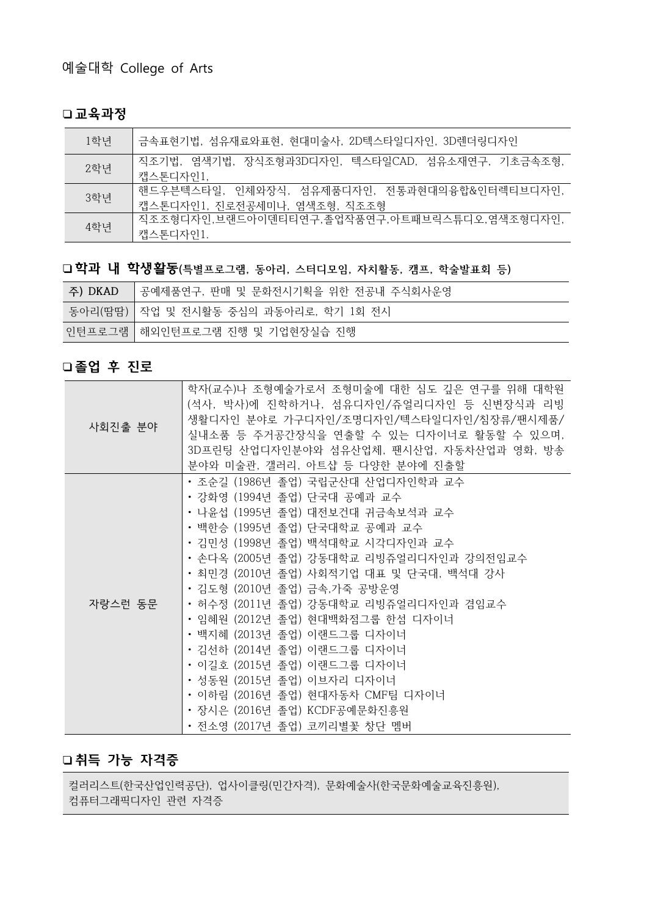예술대학 College of Arts

### ❏ 교육과정

| | |
|---|---|
| 1학년 | 금속표현기법, 섬유재료와표현, 현대미술사, 2D텍스타일디자인, 3D렌더링디자인 |
| 2학년 | 직조기법, 염색기법, 장식조형과3D디자인, 텍스타일CAD, 섬유소재연구, 기초금속조형, 캡스톤디자인1, |
| 3학년 | 핸드우븐텍스타일, 인체와장식, 섬유제품디자인, 전통과현대의융합&인터렉티브디자인, 캡스톤디자인1, 진로전공세미나, 염색조형, 직조조형 |
| 4학년 | 직조조형디자인,브랜드아이덴티티연구,졸업작품연구,아트패브릭스튜디오,염색조형디자인, 캡스톤디자인1. |

### ❏ 학과 내 학생활동(특별프로그램, 동아리, 스터디모임, 자치활동, 캠프, 학술발표회 등)

| | |
|---|---|
| 주) DKAD | 공예제품연구, 판매 및 문화전시기획을 위한 전공내 주식회사운영 |
| 동아리(땀땀) | 작업 및 전시활동 중심의 과동아리로, 학기 1회 전시 |
| 인턴프로그램 | 해외인턴프로그램 진행 및 기업현장실습 진행 |

### ❏ 졸업 후 진로

| | |
|---|---|
| 사회진출 분야 | 학자(교수)나 조형예술가로서 조형미술에 대한 심도 깊은 연구를 위해 대학원(석사, 박사)에 진학하거나, 섬유디자인/쥬얼리디자인 등 신변장식과 리빙생활디자인 분야로 가구디자인/조명디자인/텍스타일디자인/침장류/팬시제품/실내소품 등 주거공간장식을 연출할 수 있는 디자이너로 활동할 수 있으며, 3D프린팅 산업디자인분야와 섬유산업체, 팬시산업, 자동차산업과 영화, 방송분야와 미술관, 갤러리, 아트샵 등 다양한 분야에 진출할 |
| 자랑스런 동문 | • 조순길 (1986년 졸업) 국립군산대 산업디자인학과 교수<br>• 강화영 (1994년 졸업) 단국대 공예과 교수<br>• 나윤섭 (1995년 졸업) 대전보건대 귀금속보석과 교수<br>• 백한승 (1995년 졸업) 단국대학교 공예과 교수<br>• 김민성 (1998년 졸업) 백석대학교 시각디자인과 교수<br>• 손다옥 (2005년 졸업) 강동대학교 리빙쥬얼리디자인과 강의전임교수<br>• 최민경 (2010년 졸업) 사회적기업 대표 및 단국대, 백석대 강사<br>• 김도형 (2010년 졸업) 금속,가죽 공방운영<br>• 허수정 (2011년 졸업) 강동대학교 리빙쥬얼리디자인과 겸임교수<br>• 임혜원 (2012년 졸업) 현대백화점그룹 한섬 디자이너<br>• 백지혜 (2013년 졸업) 이랜드그룹 디자이너<br>• 김선하 (2014년 졸업) 이랜드그룹 디자이너<br>• 이길호 (2015년 졸업) 이랜드그룹 디자이너<br>• 성동원 (2015년 졸업) 이브자리 디자이너<br>• 이하림 (2016년 졸업) 현대자동차 CMF팀 디자이너<br>• 장시은 (2016년 졸업) KCDF공예문화진흥원<br>• 전소영 (2017년 졸업) 코끼리별꽃 창단 멤버 |

### ❏ 취득 가능 자격증

컬러리스트(한국산업인력공단), 업사이클링(민간자격), 문화예술사(한국문화예술교육진흥원), 컴퓨터그래픽디자인 관련 자격증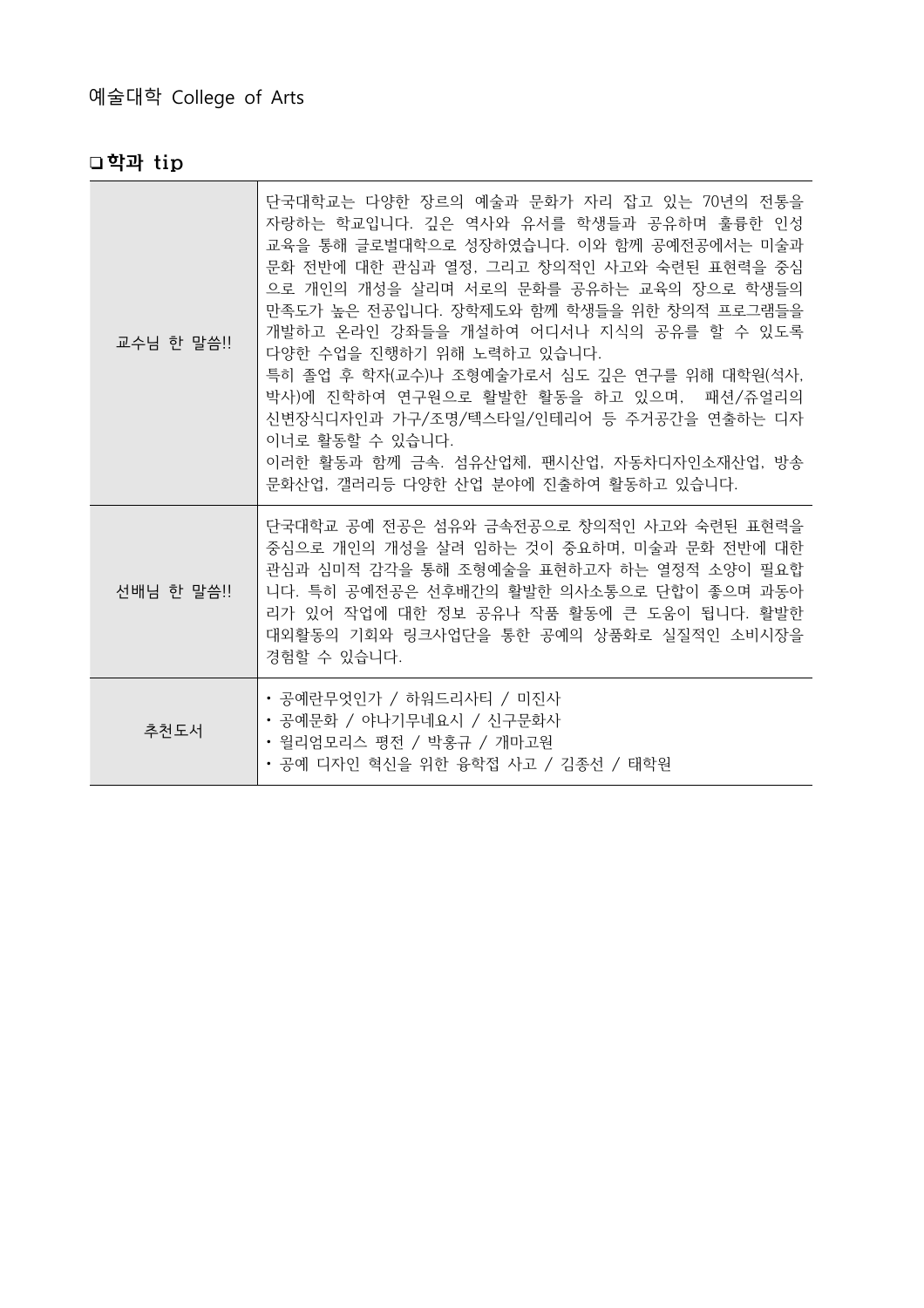예술대학 College of Arts

## ❑ 학과 tip

| | |
|---|---|
| 교수님 한 말씀!! | 단국대학교는 다양한 장르의 예술과 문화가 자리 잡고 있는 70년의 전통을 자랑하는 학교입니다. 깊은 역사와 유서를 학생들과 공유하며 훌륭한 인성 교육을 통해 글로벌대학으로 성장하였습니다. 이와 함께 공예전공에서는 미술과 문화 전반에 대한 관심과 열정, 그리고 창의적인 사고와 숙련된 표현력을 중심으로 개인의 개성을 살리며 서로의 문화를 공유하는 교육의 장으로 학생들의 만족도가 높은 전공입니다. 장학제도와 함께 학생들을 위한 창의적 프로그램들을 개발하고 온라인 강좌들을 개설하여 어디서나 지식의 공유를 할 수 있도록 다양한 수업을 진행하기 위해 노력하고 있습니다.<br>특히 졸업 후 학자(교수)나 조형예술가로서 심도 깊은 연구를 위해 대학원(석사, 박사)에 진학하여 연구원으로 활발한 활동을 하고 있으며, 패션/쥬얼리의 신변장식디자인과 가구/조명/텍스타일/인테리어 등 주거공간을 연출하는 디자이너로 활동할 수 있습니다.<br>이러한 활동과 함께 금속. 섬유산업체, 팬시산업, 자동차디자인소재산업, 방송문화산업, 갤러리등 다양한 산업 분야에 진출하여 활동하고 있습니다. |
| 선배님 한 말씀!! | 단국대학교 공예 전공은 섬유와 금속전공으로 창의적인 사고와 숙련된 표현력을 중심으로 개인의 개성을 살려 임하는 것이 중요하며, 미술과 문화 전반에 대한 관심과 심미적 감각을 통해 조형예술을 표현하고자 하는 열정적 소양이 필요합니다. 특히 공예전공은 선후배간의 활발한 의사소통으로 단합이 좋으며 과동아리가 있어 작업에 대한 정보 공유나 작품 활동에 큰 도움이 됩니다. 활발한 대외활동의 기회와 링크사업단을 통한 공예의 상품화로 실질적인 소비시장을 경험할 수 있습니다. |
| 추천도서 | • 공예란무엇인가 / 하워드리사티 / 미진사<br>• 공예문화 / 야나기무네요시 / 신구문화사<br>• 윌리엄모리스 평전 / 박홍규 / 개마고원<br>• 공예 디자인 혁신을 위한 융학접 사고 / 김종선 / 태학원 |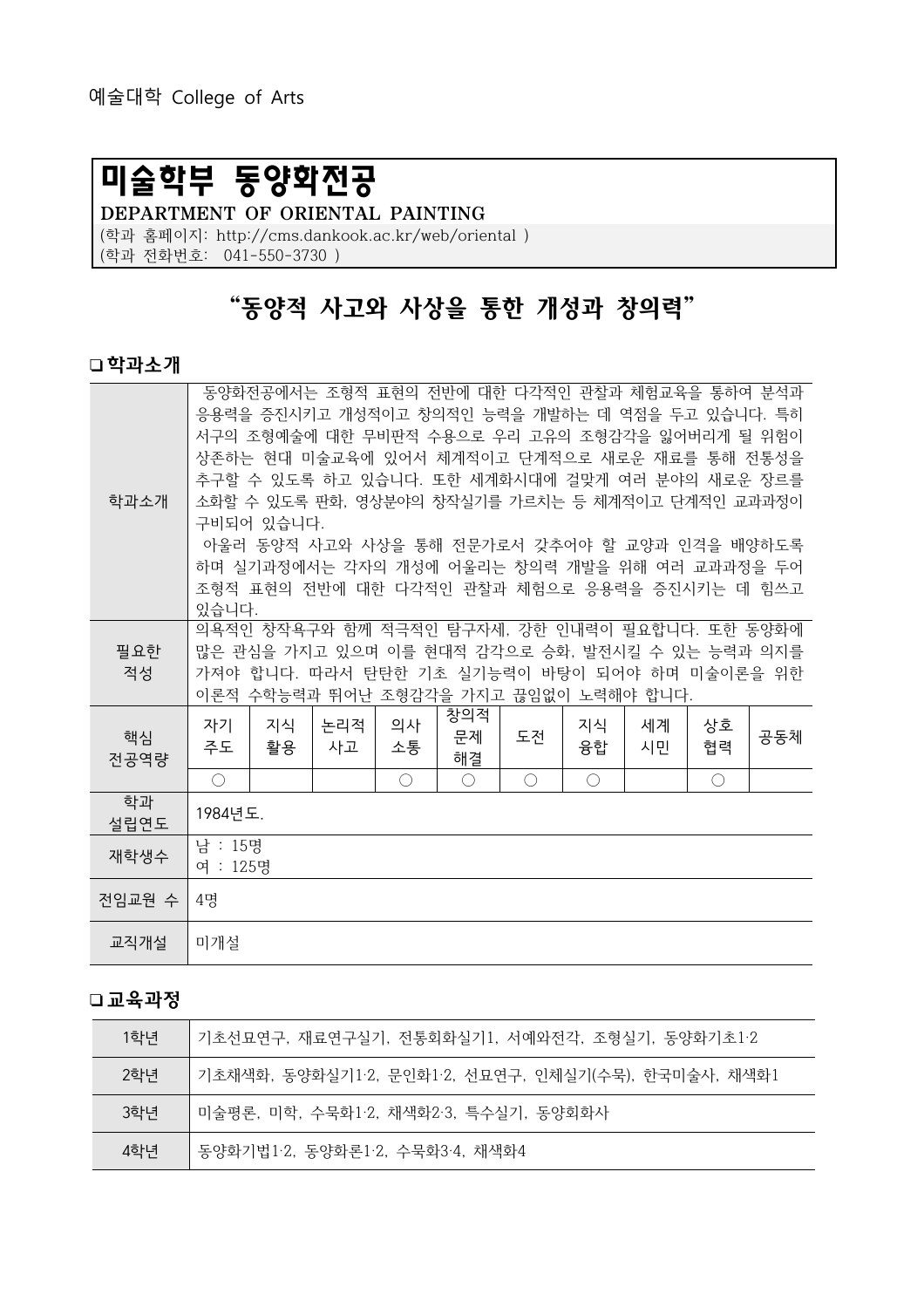# 미술학부 동양화전공

**DEPARTMENT OF ORIENTAL PAINTING**

(학과 홈페이지: http://cms.dankook.ac.kr/web/oriental )
(학과 전화번호: 041-550-3730 )

## “동양적 사고와 사상을 통한 개성과 창의력”

### ❑ 학과소개

| 구분 | 내용 |
|---|---|
| 학과소개 | 동양화전공에서는 조형적 표현의 전반에 대한 다각적인 관찰과 체험교육을 통하여 분석과 응용력을 증진시키고 개성적이고 창의적인 능력을 개발하는 데 역점을 두고 있습니다. 특히 서구의 조형예술에 대한 무비판적 수용으로 우리 고유의 조형감각을 잃어버리게 될 위험이 상존하는 현대 미술교육에 있어서 체계적이고 단계적으로 새로운 재료를 통해 전통성을 추구할 수 있도록 하고 있습니다. 또한 세계화시대에 걸맞게 여러 분야의 새로운 장르를 소화할 수 있도록 판화, 영상분야의 창작실기를 가르치는 등 체계적이고 단계적인 교과과정이 구비되어 있습니다.<br>아울러 동양적 사고와 사상을 통해 전문가로서 갖추어야 할 교양과 인격을 배양하도록 하며 실기과정에서는 각자의 개성에 어울리는 창의력 개발을 위해 여러 교과과정을 두어 조형적 표현의 전반에 대한 다각적인 관찰과 체험으로 응용력을 증진시키는 데 힘쓰고 있습니다. |
| 필요한 적성 | 의욕적인 창작욕구와 함께 적극적인 탐구자세, 강한 인내력이 필요합니다. 또한 동양화에 많은 관심을 가지고 있으며 이를 현대적 감각으로 승화, 발전시킬 수 있는 능력과 의지를 가져야 합니다. 따라서 탄탄한 기초 실기능력이 바탕이 되어야 하며 미술이론을 위한 이론적 수학능력과 뛰어난 조형감각을 가지고 끊임없이 노력해야 합니다. |

**핵심 전공역량**

| 자기주도 | 지식활용 | 논리적 사고 | 의사소통 | 창의적 문제해결 | 도전 | 지식융합 | 세계시민 | 상호협력 | 공동체 |
|---|---|---|---|---|---|---|---|---|---|
| ○ | | | ○ | ○ | ○ | ○ | | ○ | |

| 구분 | 내용 |
|---|---|
| 학과 설립연도 | 1984년도. |
| 재학생수 | 남 : 15명<br>여 : 125명 |
| 전임교원 수 | 4명 |
| 교직개설 | 미개설 |

### ❑ 교육과정

| 학년 | 교과목 |
|---|---|
| 1학년 | 기초선묘연구, 재료연구실기, 전통회화실기1, 서예와전각, 조형실기, 동양화기초1·2 |
| 2학년 | 기초채색화, 동양화실기1·2, 문인화1·2, 선묘연구, 인체실기(수묵), 한국미술사, 채색화1 |
| 3학년 | 미술평론, 미학, 수묵화1·2, 채색화2·3, 특수실기, 동양회화사 |
| 4학년 | 동양화기법1·2, 동양화론1·2, 수묵화3·4, 채색화4 |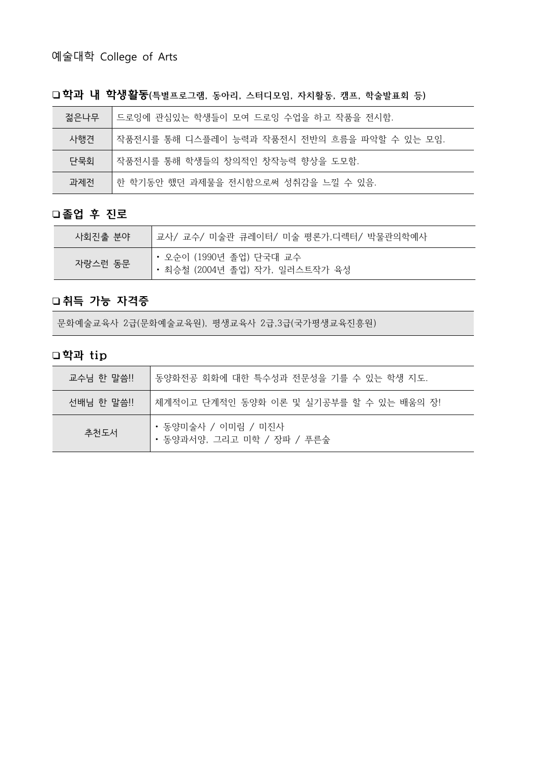예술대학 College of Arts

### ❑ 학과 내 학생활동(특별프로그램, 동아리, 스터디모임, 자치활동, 캠프, 학술발표회 등)

| 젊은나무 | 드로잉에 관심있는 학생들이 모여 드로잉 수업을 하고 작품을 전시함. |
|---|---|
| 사행견 | 작품전시를 통해 디스플레이 능력과 작품전시 전반의 흐름을 파악할 수 있는 모임. |
| 단묵회 | 작품전시를 통해 학생들의 창의적인 창작능력 향상을 도모함. |
| 과제전 | 한 학기동안 했던 과제물을 전시함으로써 성취감을 느낄 수 있음. |

### ❑ 졸업 후 진로

| 사회진출 분야 | 교사/ 교수/ 미술관 큐레이터/ 미술 평론가,디렉터/ 박물관의학예사 |
|---|---|
| 자랑스런 동문 | • 오순이 (1990년 졸업) 단국대 교수<br>• 최승철 (2004년 졸업) 작가, 일러스트작가 육성 |

### ❑ 취득 가능 자격증

문화예술교육사 2급(문화예술교육원), 평생교육사 2급,3급(국가평생교육진흥원)

### ❑ 학과 tip

| 교수님 한 말씀!! | 동양화전공 회화에 대한 특수성과 전문성을 기를 수 있는 학생 지도. |
|---|---|
| 선배님 한 말씀!! | 체계적이고 단계적인 동양화 이론 및 실기공부를 할 수 있는 배움의 장! |
| 추천도서 | • 동양미술사 / 이미림 / 미진사<br>• 동양과서양, 그리고 미학 / 장파 / 푸른숲 |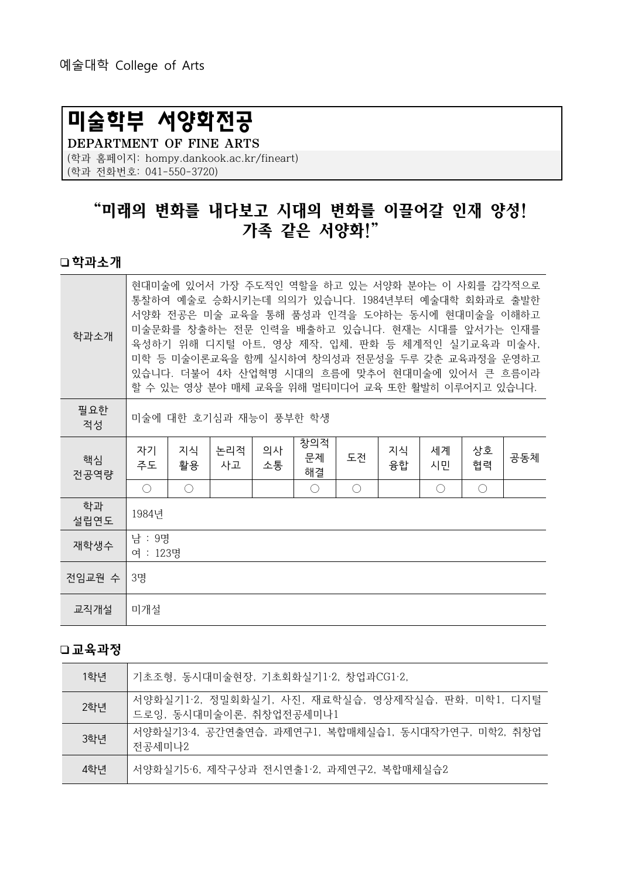예술대학 College of Arts

# 미술학부 서양화전공

**DEPARTMENT OF FINE ARTS**

(학과 홈페이지: hompy.dankook.ac.kr/fineart)
(학과 전화번호: 041-550-3720)

## "미래의 변화를 내다보고 시대의 변화를 이끌어갈 인재 양성! 가족 같은 서양화!"

### ❑ 학과소개

| 학과소개 | 현대미술에 있어서 가장 주도적인 역할을 하고 있는 서양화 분야는 이 사회를 감각적으로 통찰하여 예술로 승화시키는데 의의가 있습니다. 1984년부터 예술대학 회화과로 출발한 서양화 전공은 미술 교육을 통해 품성과 인격을 도야하는 동시에 현대미술을 이해하고 미술문화를 창출하는 전문 인력을 배출하고 있습니다. 현재는 시대를 앞서가는 인재를 육성하기 위해 디지털 아트, 영상 제작, 입체, 판화 등 체계적인 실기교육과 미술사, 미학 등 미술이론교육을 함께 실시하여 창의성과 전문성을 두루 갖춘 교육과정을 운영하고 있습니다. 더불어 4차 산업혁명 시대의 흐름에 맞추어 현대미술에 있어서 큰 흐름이라 할 수 있는 영상 분야 매체 교육을 위해 멀티미디어 교육 또한 활발히 이루어지고 있습니다. | | | | | | | | | |
|---|---|---|---|---|---|---|---|---|---|---|
| 필요한 적성 | 미술에 대한 호기심과 재능이 풍부한 학생 | | | | | | | | | |
| 핵심 전공역량 | 자기주도 | 지식활용 | 논리적사고 | 의사소통 | 창의적문제해결 | 도전 | 지식융합 | 세계시민 | 상호협력 | 공동체 |
| | ○ | ○ | | | ○ | ○ | | ○ | ○ | |
| 학과 설립연도 | 1984년 | | | | | | | | | |
| 재학생수 | 남 : 9명<br>여 : 123명 | | | | | | | | | |
| 전임교원 수 | 3명 | | | | | | | | | |
| 교직개설 | 미개설 | | | | | | | | | |

### ❑ 교육과정

| 학년 | 교과목 |
|---|---|
| 1학년 | 기초조형, 동시대미술현장, 기초회화실기1·2, 창업과CG1·2, |
| 2학년 | 서양화실기1·2, 정밀회화실기, 사진, 재료학실습, 영상제작실습, 판화, 미학1, 디지털드로잉, 동시대미술이론, 취창업전공세미나1 |
| 3학년 | 서양화실기3·4, 공간연출연습, 과제연구1, 복합매체실습1, 동시대작가연구, 미학2, 취창업전공세미나2 |
| 4학년 | 서양화실기5·6, 제작구상과 전시연출1·2, 과제연구2, 복합매체실습2 |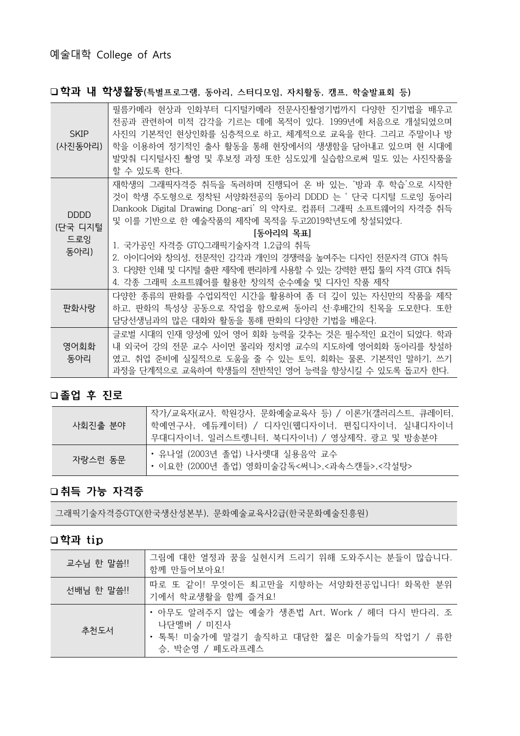예술대학 College of Arts

## ❑ 학과 내 학생활동(특별프로그램, 동아리, 스터디모임, 자치활동, 캠프, 학술발표회 등)

| | |
|---|---|
| SKIP (사진동아리) | 필름카메라 현상과 인화부터 디지털카메라 전문사진촬영기법까지 다양한 진기법을 배우고 전공과 관련하여 미적 감각을 기르는 데에 목적이 있다. 1999년에 처음으로 개설되었으며 사진의 기본적인 현상인화를 심층적으로 하고, 체계적으로 교육을 한다. 그리고 주말이나 방학을 이용하여 정기적인 출사 활동을 통해 현장에서의 생생함을 담아내고 있으며 현 시대에 발맞춰 디지털사진 촬영 및 후보정 과정 또한 심도있게 실습함으로써 밀도 있는 사진작품을 할 수 있도록 한다. |
| DDDD (단국 디지털 드로잉 동아리) | 재학생의 그래픽자격증 취득을 독려하며 진행되어 온 바 있는, '방과 후 학습'으로 시작한 것이 학생 주도형으로 정착된 서양화전공의 동아리 DDDD 는 ' 단국 디지털 드로잉 동아리 Dankook Digital Drawing Dong-ari' 의 약자로, 컴퓨터 그래픽 소프트웨어의 자격증 취득 및 이를 기반으로 한 예술작품의 제작에 목적을 두고2019학년도에 창설되었다.<br>**[동아리의 목표]**<br>1. 국가공인 자격증 GTQ그래픽기술자격 1,2급의 취득<br>2. 아이디어와 창의성, 전문적인 감각과 개인의 경쟁력을 높여주는 디자인 전문자격 GTQi 취득<br>3. 다양한 인쇄 및 디지털 출판 제작에 편리하게 사용할 수 있는 강력한 편집 툴의 자격 GTQi 취득<br>4. 각종 그래픽 소프트웨어를 활용한 창의적 순수예술 및 디자인 작품 제작 |
| 판화사랑 | 다양한 종류의 판화를 수업외적인 시간을 활용하여 좀 더 깊이 있는 자신만의 작품을 제작하고, 판화의 특성상 공동으로 작업을 함으로써 동아리 선·후배간의 친목을 도모한다. 또한 담당선생님과의 많은 대화와 활동을 통해 판화의 다양한 기법을 배운다. |
| 영어회화 동아리 | 글로벌 시대의 인재 양성에 있어 영어 회화 능력을 갖추는 것은 필수적인 요건이 되었다. 학과 내 외국어 강의 전문 교수 사이먼 몰리와 정치영 교수의 지도하에 영어회화 동아리를 창설하였고, 취업 준비에 실질적으로 도움을 줄 수 있는 토익, 회화는 물론, 기본적인 말하기, 쓰기 과정을 단계적으로 교육하여 학생들의 전반적인 영어 능력을 향상시킬 수 있도록 돕고자 한다. |

## ❑ 졸업 후 진로

| | |
|---|---|
| 사회진출 분야 | 작가/교육자(교사, 학원강사, 문화예술교육사 등) / 이론가(갤러리스트, 큐레이터, 학예연구사, 에듀케이터) / 디자인(웹디자이너, 편집디자이너, 실내디자이너 무대디자이너, 일러스트렝니터, 북디자이너) / 영상제작, 광고 및 방송분야 |
| 자랑스런 동문 | • 유나얼 (2003년 졸업) 나사렛대 실용음악 교수<br>• 이요한 (2000년 졸업) 영화미술감독<써니>,<과속스캔들>,<각설탕> |

## ❑ 취득 가능 자격증

그래픽기술자격증GTQ(한국생산성본부), 문화예술교육사2급(한국문화예술진흥원)

## ❑ 학과 tip

| | |
|---|---|
| 교수님 한 말씀!! | 그림에 대한 열정과 꿈을 실현시켜 드리기 위해 도와주시는 분들이 많습니다. 함께 만들어보아요! |
| 선배님 한 말씀!! | 따로 또 같이! 무엇이든 최고만을 지향하는 서양화전공입니다! 화목한 분위기에서 학교생활을 함께 즐겨요! |
| 추천도서 | • 아무도 알려주지 않는 예술가 생존법 Art, Work / 헤더 다시 반다리, 조나단멜버 / 미진사<br>• 톡톡! 미술가에 말걸기 솔직하고 대담한 젊은 미술가들의 작업기 / 류한승, 박순영 / 페도라프레스 |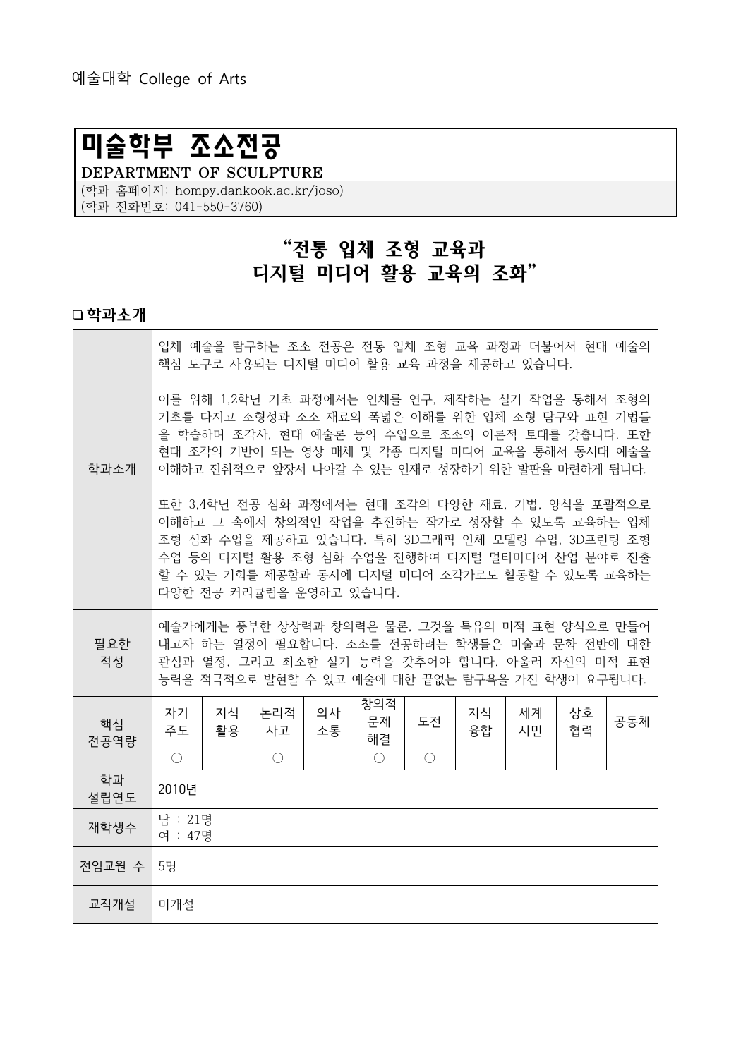예술대학 College of Arts

# 미술학부 조소전공

**DEPARTMENT OF SCULPTURE**

(학과 홈페이지: hompy.dankook.ac.kr/joso)
(학과 전화번호: 041-550-3760)

## "전통 입체 조형 교육과 디지털 미디어 활용 교육의 조화"

### ❑ 학과소개

<table>
<tr>
<td>학과소개</td>
<td colspan="10">입체 예술을 탐구하는 조소 전공은 전통 입체 조형 교육 과정과 더불어서 현대 예술의 핵심 도구로 사용되는 디지털 미디어 활용 교육 과정을 제공하고 있습니다.<br><br>이를 위해 1,2학년 기초 과정에서는 인체를 연구, 제작하는 실기 작업을 통해서 조형의 기초를 다지고 조형성과 조소 재료의 폭넓은 이해를 위한 입체 조형 탐구와 표현 기법들을 학습하며 조각사, 현대 예술론 등의 수업으로 조소의 이론적 토대를 갖춥니다. 또한 현대 조각의 기반이 되는 영상 매체 및 각종 디지털 미디어 교육을 통해서 동시대 예술을 이해하고 진취적으로 앞장서 나아갈 수 있는 인재로 성장하기 위한 발판을 마련하게 됩니다.<br><br>또한 3,4학년 전공 심화 과정에서는 현대 조각의 다양한 재료, 기법, 양식을 포괄적으로 이해하고 그 속에서 창의적인 작업을 추진하는 작가로 성장할 수 있도록 교육하는 입체 조형 심화 수업을 제공하고 있습니다. 특히 3D그래픽 인체 모델링 수업, 3D프린팅 조형 수업 등의 디지털 활용 조형 심화 수업을 진행하여 디지털 멀티미디어 산업 분야로 진출할 수 있는 기회를 제공함과 동시에 디지털 미디어 조각가로도 활동할 수 있도록 교육하는 다양한 전공 커리큘럼을 운영하고 있습니다.</td>
</tr>
<tr>
<td>필요한 적성</td>
<td colspan="10">예술가에게는 풍부한 상상력과 창의력은 물론, 그것을 특유의 미적 표현 양식으로 만들어 내고자 하는 열정이 필요합니다. 조소를 전공하려는 학생들은 미술과 문화 전반에 대한 관심과 열정, 그리고 최소한 실기 능력을 갖추어야 합니다. 아울러 자신의 미적 표현 능력을 적극적으로 발현할 수 있고 예술에 대한 끝없는 탐구욕을 가진 학생이 요구됩니다.</td>
</tr>
<tr>
<td rowspan="2">핵심 전공역량</td>
<td>자기 주도</td><td>지식 활용</td><td>논리적 사고</td><td>의사 소통</td><td>창의적 문제 해결</td><td>도전</td><td>지식 융합</td><td>세계 시민</td><td>상호 협력</td><td>공동체</td>
</tr>
<tr>
<td>○</td><td></td><td>○</td><td></td><td>○</td><td>○</td><td></td><td></td><td></td><td></td>
</tr>
<tr>
<td>학과 설립연도</td>
<td colspan="10">2010년</td>
</tr>
<tr>
<td>재학생수</td>
<td colspan="10">남 : 21명<br>여 : 47명</td>
</tr>
<tr>
<td>전임교원 수</td>
<td colspan="10">5명</td>
</tr>
<tr>
<td>교직개설</td>
<td colspan="10">미개설</td>
</tr>
</table>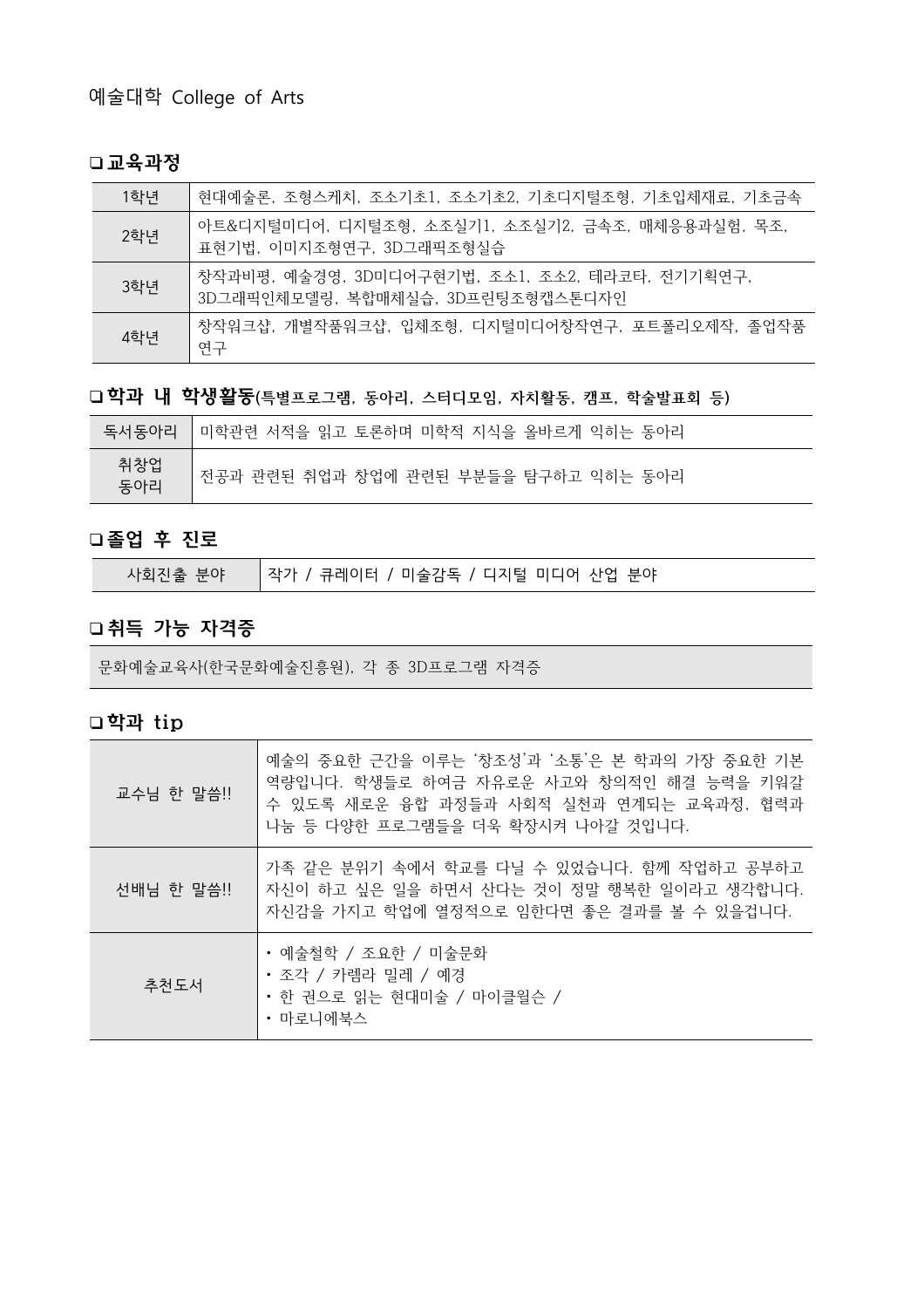예술대학 College of Arts

## ❑ 교육과정

| 1학년 | 현대예술론, 조형스케치, 조소기초1, 조소기초2, 기초디지털조형, 기초입체재료, 기초금속 |
|---|---|
| 2학년 | 아트&디지털미디어, 디지털조형, 소조실기1, 소조실기2, 금속조, 매체응용과실험, 목조, 표현기법, 이미지조형연구, 3D그래픽조형실습 |
| 3학년 | 창작과비평, 예술경영, 3D미디어구현기법, 조소1, 조소2, 테라코타, 전기기획연구, 3D그래픽인체모델링, 복합매체실습, 3D프린팅조형캡스톤디자인 |
| 4학년 | 창작워크샵, 개별작품워크샵, 입체조형, 디지털미디어창작연구, 포트폴리오제작, 졸업작품연구 |

## ❑ 학과 내 학생활동(특별프로그램, 동아리, 스터디모임, 자치활동, 캠프, 학술발표회 등)

| 독서동아리 | 미학관련 서적을 읽고 토론하며 미학적 지식을 올바르게 익히는 동아리 |
|---|---|
| 취창업 동아리 | 전공과 관련된 취업과 창업에 관련된 부분들을 탐구하고 익히는 동아리 |

## ❑ 졸업 후 진로

| 사회진출 분야 | 작가 / 큐레이터 / 미술감독 / 디지털 미디어 산업 분야 |
|---|---|

## ❑ 취득 가능 자격증

문화예술교육사(한국문화예술진흥원), 각 종 3D프로그램 자격증

## ❑ 학과 tip

| 교수님 한 말씀!! | 예술의 중요한 근간을 이루는 '창조성'과 '소통'은 본 학과의 가장 중요한 기본 역량입니다. 학생들로 하여금 자유로운 사고와 창의적인 해결 능력을 키워갈 수 있도록 새로운 융합 과정들과 사회적 실천과 연계되는 교육과정, 협력과 나눔 등 다양한 프로그램들을 더욱 확장시켜 나아갈 것입니다. |
|---|---|
| 선배님 한 말씀!! | 가족 같은 분위기 속에서 학교를 다닐 수 있었습니다. 함께 작업하고 공부하고 자신이 하고 싶은 일을 하면서 산다는 것이 정말 행복한 일이라고 생각합니다. 자신감을 가지고 학업에 열정적으로 임한다면 좋은 결과를 볼 수 있을겁니다. |
| 추천도서 | • 예술철학 / 조요한 / 미술문화<br>• 조각 / 카렐라 밀레 / 예경<br>• 한 권으로 읽는 현대미술 / 마이클윌슨 /<br>• 마로니에북스 |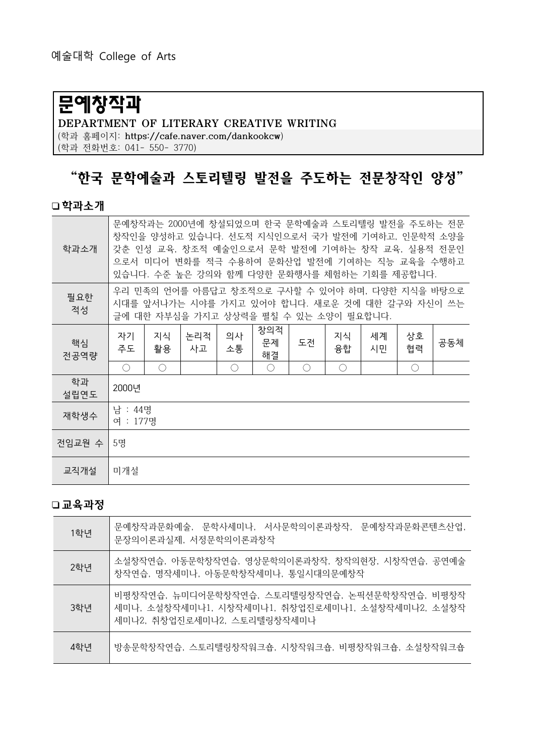예술대학 College of Arts

# 문예창작과

**DEPARTMENT OF LITERARY CREATIVE WRITING**

(학과 홈페이지: https://cafe.naver.com/dankookcw)
(학과 전화번호: 041- 550- 3770)

## "한국 문학예술과 스토리텔링 발전을 주도하는 전문창작인 양성"

### ❑ 학과소개

| 학과소개 | 문예창작과는 2000년에 창설되었으며 한국 문학예술과 스토리텔링 발전을 주도하는 전문창작인을 양성하고 있습니다. 선도적 지식인으로서 국가 발전에 기여하고, 인문학적 소양을 갖춘 인성 교육, 창조적 예술인으로서 문학 발전에 기여하는 창작 교육, 실용적 전문인으로서 미디어 변화를 적극 수용하여 문화산업 발전에 기여하는 직능 교육을 수행하고 있습니다. 수준 높은 강의와 함께 다양한 문화행사를 체험하는 기회를 제공합니다. | | | | | | | | | |
|---|---|---|---|---|---|---|---|---|---|---|
| 필요한 적성 | 우리 민족의 언어를 아름답고 창조적으로 구사할 수 있어야 하며, 다양한 지식을 바탕으로 시대를 앞서나가는 시야를 가지고 있어야 합니다. 새로운 것에 대한 갈구와 자신이 쓰는 글에 대한 자부심을 가지고 상상력을 펼칠 수 있는 소양이 필요합니다. | | | | | | | | | |
| 핵심 전공역량 | 자기주도 | 지식활용 | 논리적사고 | 의사소통 | 창의적문제해결 | 도전 | 지식융합 | 세계시민 | 상호협력 | 공동체 |
| | ○ | ○ | | ○ | ○ | ○ | ○ | | ○ | |
| 학과 설립연도 | 2000년 | | | | | | | | | |
| 재학생수 | 남 : 44명<br>여 : 177명 | | | | | | | | | |
| 전임교원 수 | 5명 | | | | | | | | | |
| 교직개설 | 미개설 | | | | | | | | | |

### ❑ 교육과정

| 학년 | 교과목 |
|---|---|
| 1학년 | 문예창작과문화예술, 문학사세미나, 서사문학의이론과창작, 문예창작과문화콘텐츠산업, 문장의이론과실제, 서정문학의이론과창작 |
| 2학년 | 소설창작연습, 아동문학창작연습, 영상문학의이론과창작, 창작의현장, 시창작연습, 공연예술창작연습, 명작세미나, 아동문학창작세미나, 통일시대의문예창작 |
| 3학년 | 비평창작연습, 뉴미디어문학창작연습, 스토리텔링창작연습, 논픽션문학창작연습, 비평창작세미나, 소설창작세미나1, 시창작세미나1, 취창업진로세미나1, 소설창작세미나2, 소설창작세미나2, 취창업진로세미나2, 스토리텔링창작세미나 |
| 4학년 | 방송문학창작연습, 스토리텔링창작워크숍, 시창작워크숍, 비평창작워크숍, 소설창작워크숍 |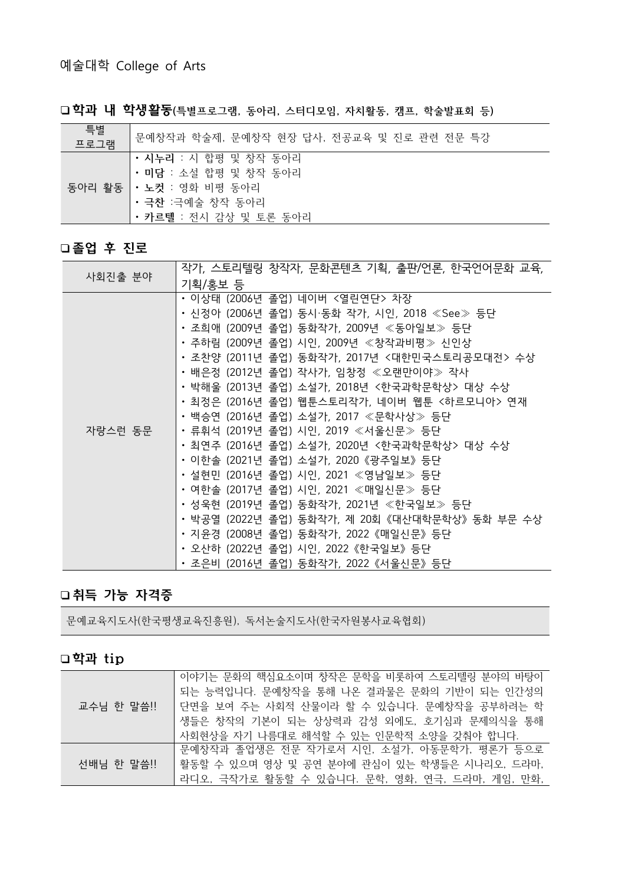예술대학 College of Arts

## ❑ 학과 내 학생활동(특별프로그램, 동아리, 스터디모임, 자치활동, 캠프, 학술발표회 등)

| 특별 프로그램 | 문예창작과 학술제, 문예창작 현장 답사, 전공교육 및 진로 관련 전문 특강 |
|---|---|
| 동아리 활동 | • **시누리** : 시 합평 및 창작 동아리<br>• **미담** : 소설 합평 및 창작 동아리<br>• **노컷** : 영화 비평 동아리<br>• **극찬** :극예술 창작 동아리<br>• **카르텔** : 전시 감상 및 토론 동아리 |

## ❑ 졸업 후 진로

| 사회진출 분야 | 작가, 스토리텔링 창작자, 문화콘텐츠 기획, 출판/언론, 한국언어문화 교육, 기획/홍보 등 |
|---|---|
| 자랑스런 동문 | • 이상태 (2006년 졸업) 네이버 <열린연단> 차장<br>• 신정아 (2006년 졸업) 동시·동화 작가, 시인, 2018 ≪See≫ 등단<br>• 조희애 (2009년 졸업) 동화작가, 2009년 ≪동아일보≫ 등단<br>• 주하림 (2009년 졸업) 시인, 2009년 ≪창작과비평≫ 신인상<br>• 조찬양 (2011년 졸업) 동화작가, 2017년 <대한민국스토리공모대전> 수상<br>• 배은정 (2012년 졸업) 작사가, 임창정 ≪오랜만이야≫ 작사<br>• 박해울 (2013년 졸업) 소설가, 2018년 <한국과학문학상> 대상 수상<br>• 최정은 (2016년 졸업) 웹툰스토리작가, 네이버 웹툰 <하르모니아> 연재<br>• 백승연 (2016년 졸업) 소설가, 2017 ≪문학사상≫ 등단<br>• 류휘석 (2019년 졸업) 시인, 2019 ≪서울신문≫ 등단<br>• 최연주 (2016년 졸업) 소설가, 2020년 <한국과학문학상> 대상 수상<br>• 이한솔 (2021년 졸업) 소설가, 2020《광주일보》등단<br>• 설현민 (2016년 졸업) 시인, 2021 ≪영남일보≫ 등단<br>• 여한솔 (2017년 졸업) 시인, 2021 ≪매일신문≫ 등단<br>• 성욱현 (2019년 졸업) 동화작가, 2021년 ≪한국일보≫ 등단<br>• 박공열 (2022년 졸업) 동화작가, 제 20회《대산대학문학상》동화 부문 수상<br>• 지윤경 (2008년 졸업) 동화작가, 2022《매일신문》등단<br>• 오산하 (2022년 졸업) 시인, 2022《한국일보》등단<br>• 조은비 (2016년 졸업) 동화작가, 2022《서울신문》등단 |

## ❑ 취득 가능 자격증

문예교육지도사(한국평생교육진흥원), 독서논술지도사(한국자원봉사교육협회)

## ❑ 학과 tip

| 교수님 한 말씀!! | 이야기는 문화의 핵심요소이며 창작은 문학을 비롯하여 스토리텔링 분야의 바탕이 되는 능력입니다. 문예창작을 통해 나온 결과물은 문화의 기반이 되는 인간성의 단면을 보여 주는 사회적 산물이라 할 수 있습니다. 문예창작을 공부하려는 학생들은 창작의 기본이 되는 상상력과 감성 외에도, 호기심과 문제의식을 통해 사회현상을 자기 나름대로 해석할 수 있는 인문학적 소양을 갖춰야 합니다. |
|---|---|
| 선배님 한 말씀!! | 문예창작과 졸업생은 전문 작가로서 시인, 소설가, 아동문학가, 평론가 등으로 활동할 수 있으며 영상 및 공연 분야에 관심이 있는 학생들은 시나리오, 드라마, 라디오, 극작가로 활동할 수 있습니다. 문학, 영화, 연극, 드라마, 게임, 만화, |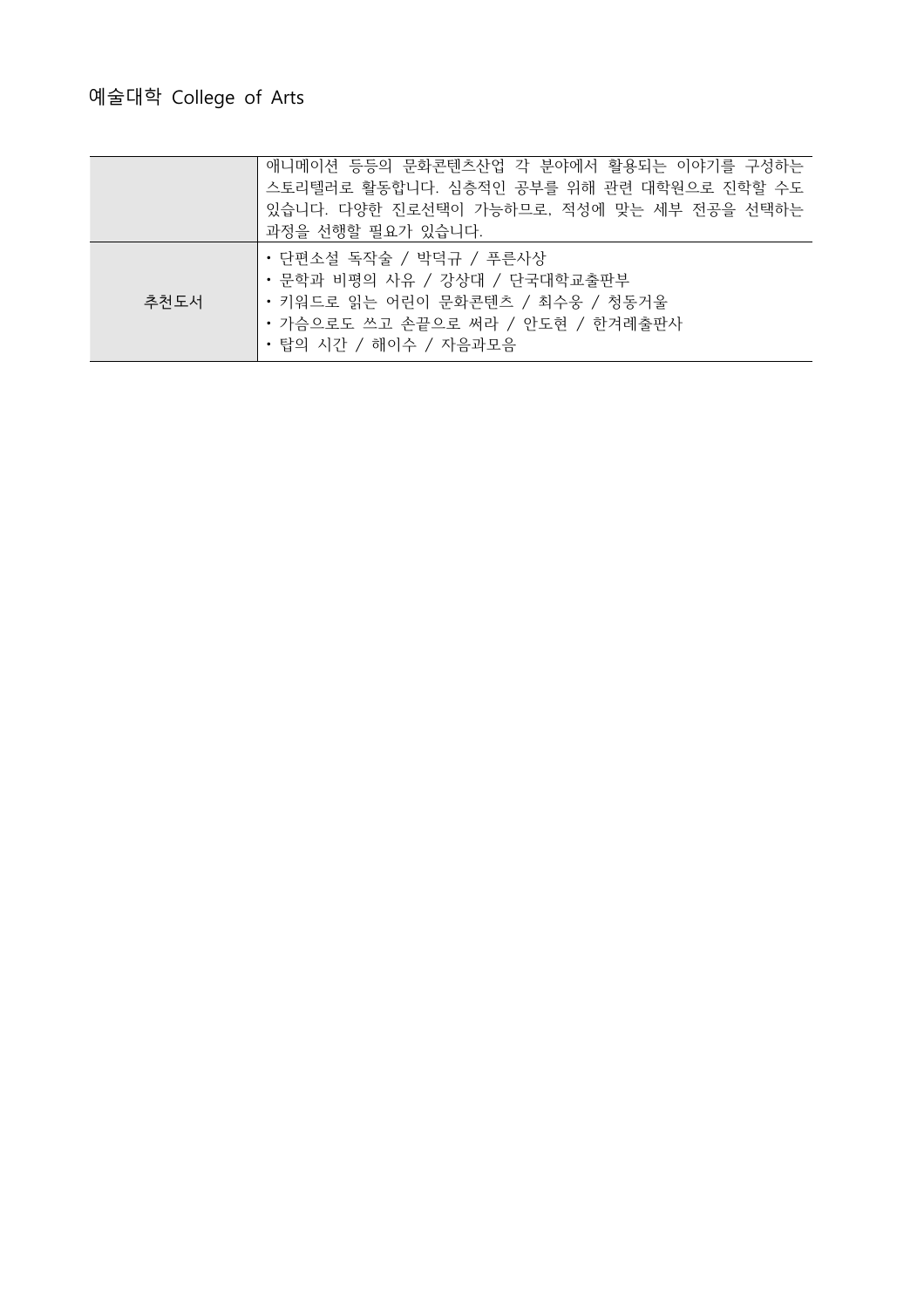# 예술대학 College of Arts

|  |  |
|---|---|
|  | 애니메이션 등등의 문화콘텐츠산업 각 분야에서 활용되는 이야기를 구성하는 스토리텔러로 활동합니다. 심층적인 공부를 위해 관련 대학원으로 진학할 수도 있습니다. 다양한 진로선택이 가능하므로, 적성에 맞는 세부 전공을 선택하는 과정을 선행할 필요가 있습니다. |
| 추천도서 | • 단편소설 독작술 / 박덕규 / 푸른사상<br>• 문학과 비평의 사유 / 강상대 / 단국대학교출판부<br>• 키워드로 읽는 어린이 문화콘텐츠 / 최수웅 / 청동거울<br>• 가슴으로도 쓰고 손끝으로 써라 / 안도현 / 한겨레출판사<br>• 탑의 시간 / 해이수 / 자음과모음 |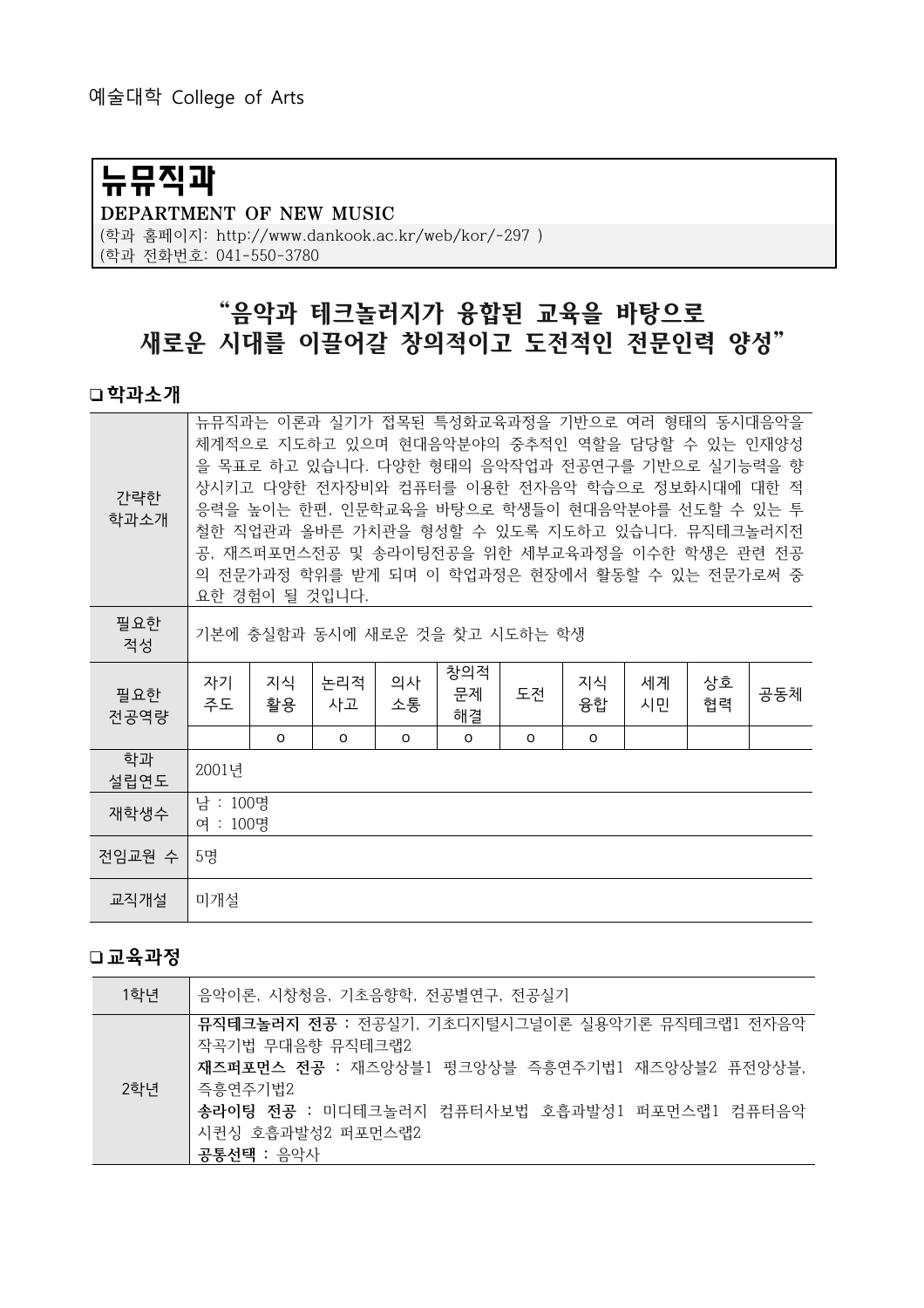예술대학 College of Arts

# 뉴뮤직과

**DEPARTMENT OF NEW MUSIC**

(학과 홈페이지: http://www.dankook.ac.kr/web/kor/-297 )
(학과 전화번호: 041-550-3780

## "음악과 테크놀러지가 융합된 교육을 바탕으로 새로운 시대를 이끌어갈 창의적이고 도전적인 전문인력 양성"

### ❑ 학과소개

| 간략한 학과소개 | 뉴뮤직과는 이론과 실기가 접목된 특성화교육과정을 기반으로 여러 형태의 동시대음악을 체계적으로 지도하고 있으며 현대음악분야의 중추적인 역할을 담당할 수 있는 인재양성을 목표로 하고 있습니다. 다양한 형태의 음악작업과 전공연구를 기반으로 실기능력을 향상시키고 다양한 전자장비와 컴퓨터를 이용한 전자음악 학습으로 정보화시대에 대한 적응력을 높이는 한편, 인문학교육을 바탕으로 학생들이 현대음악분야를 선도할 수 있는 투철한 직업관과 올바른 가치관을 형성할 수 있도록 지도하고 있습니다. 뮤직테크놀러지전공, 재즈퍼포먼스전공 및 송라이팅전공을 위한 세부교육과정을 이수한 학생은 관련 전공의 전문가과정 학위를 받게 되며 이 학업과정은 현장에서 활동할 수 있는 전문가로써 중요한 경험이 될 것입니다. | | | | | | | | | |
|---|---|---|---|---|---|---|---|---|---|---|
| 필요한 적성 | 기본에 충실함과 동시에 새로운 것을 찾고 시도하는 학생 | | | | | | | | | |
| 필요한 전공역량 | 자기주도 | 지식활용 | 논리적사고 | 의사소통 | 창의적문제해결 | 도전 | 지식융합 | 세계시민 | 상호협력 | 공동체 |
| | | o | o | o | o | o | o | | | |
| 학과 설립연도 | 2001년 | | | | | | | | | |
| 재학생수 | 남 : 100명<br>여 : 100명 | | | | | | | | | |
| 전임교원 수 | 5명 | | | | | | | | | |
| 교직개설 | 미개설 | | | | | | | | | |

### ❑ 교육과정

| 학년 | 교육과정 |
|---|---|
| 1학년 | 음악이론, 시창청음, 기초음향학, 전공별연구, 전공실기 |
| 2학년 | **뮤직테크놀러지 전공** : 전공실기, 기초디지털시그널이론 실용악기론 뮤직테크랩1 전자음악작곡기법 무대음향 뮤직테크랩2<br>**재즈퍼포먼스 전공** : 재즈앙상블1 펑크앙상블 즉흥연주기법1 재즈앙상블2 퓨전앙상블, 즉흥연주기법2<br>**송라이팅 전공** : 미디테크놀러지 컴퓨터사보법 호흡과발성1 퍼포먼스랩1 컴퓨터음악시퀀싱 호흡과발성2 퍼포먼스랩2<br>**공통선택** : 음악사 |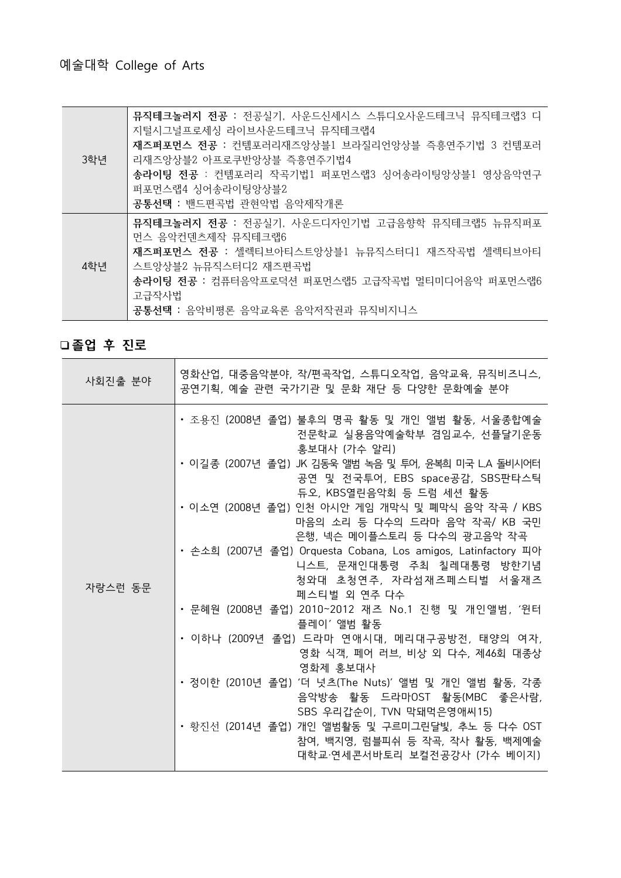예술대학 College of Arts

| 3학년 | **뮤직테크놀러지 전공** : 전공실기, 사운드신세시스 스튜디오사운드테크닉 뮤직테크랩3 디지털시그널프로세싱 라이브사운드테크닉 뮤직테크랩4<br>**재즈퍼포먼스 전공** : 컨템포러리재즈앙상블1 브라질리언앙상블 즉흥연주기법 3 컨템포러리재즈앙상블2 아프로쿠반앙상블 즉흥연주기법4<br>**송라이팅 전공** : 컨템포러리 작곡기법1 퍼포먼스랩3 싱어송라이팅앙상블1 영상음악연구 퍼포먼스랩4 싱어송라이팅앙상블2<br>**공통선택** : 밴드편곡법 관현악법 음악제작개론 |
|---|---|
| 4학년 | **뮤직테크놀러지 전공** : 전공실기, 사운드디자인기법 고급음향학 뮤직테크랩5 뉴뮤직퍼포먼스 음악컨텐츠제작 뮤직테크랩6<br>**재즈퍼포먼스 전공** : 셀렉티브아티스트앙상블1 뉴뮤직스터디1 재즈작곡법 셀렉티브아티스트앙상블2 뉴뮤직스터디2 재즈편곡법<br>**송라이팅 전공** : 컴퓨터음악프로덕션 퍼포먼스랩5 고급작곡법 멀티미디어음악 퍼포먼스랩6 고급작사법<br>**공통선택** : 음악비평론 음악교육론 음악저작권과 뮤직비지니스 |

## ❑ 졸업 후 진로

| 사회진출 분야 | 영화산업, 대중음악분야, 작/편곡작업, 스튜디오작업, 음악교육, 뮤직비즈니스, 공연기획, 예술 관련 국가기관 및 문화 재단 등 다양한 문화예술 분야 |
|---|---|
| 자랑스런 동문 | • 조용진 (2008년 졸업) 불후의 명곡 활동 및 개인 앨범 활동, 서울종합예술전문학교 실용음악예술학부 겸임교수, 선플달기운동 홍보대사 (가수 알리)<br>• 이길종 (2007년 졸업) JK 김동욱 앨범 녹음 및 투어, 윤복희 미국 L.A 돌비시어터 공연 및 전국투어, EBS space공감, SBS판타스틱 듀오, KBS열린음악회 등 드럼 세션 활동<br>• 이소연 (2008년 졸업) 인천 아시안 게임 개막식 및 폐막식 음악 작곡 / KBS 마음의 소리 등 다수의 드라마 음악 작곡/ KB 국민은행, 넥슨 메이플스토리 등 다수의 광고음악 작곡<br>• 손소희 (2007년 졸업) Orquesta Cobana, Los amigos, Latinfactory 피아니스트, 문재인대통령 주최 칠레대통령 방한기념 청와대 초청연주, 자라섬재즈페스티벌 서울재즈페스티벌 외 연주 다수<br>• 문혜원 (2008년 졸업) 2010~2012 재즈 No.1 진행 및 개인앨범, '윈터플레이' 앨범 활동<br>• 이하나 (2009년 졸업) 드라마 연애시대, 메리대구공방전, 태양의 여자, 영화 식객, 페어 러브, 비상 외 다수, 제46회 대종상 영화제 홍보대사<br>• 정이한 (2010년 졸업) '더 넛츠(The Nuts)' 앨범 및 개인 앨범 활동, 각종 음악방송 활동 드라마OST 활동(MBC 좋은사람, SBS 우리갑순이, TVN 막돼먹은영애씨15)<br>• 황진선 (2014년 졸업) 개인 앨범활동 및 구르미그린달빛, 추노 등 다수 OST 참여, 백지영, 럼블피쉬 등 작곡, 작사 활동, 백제예술대학교·연세콘서바토리 보컬전공강사 (가수 베이지) |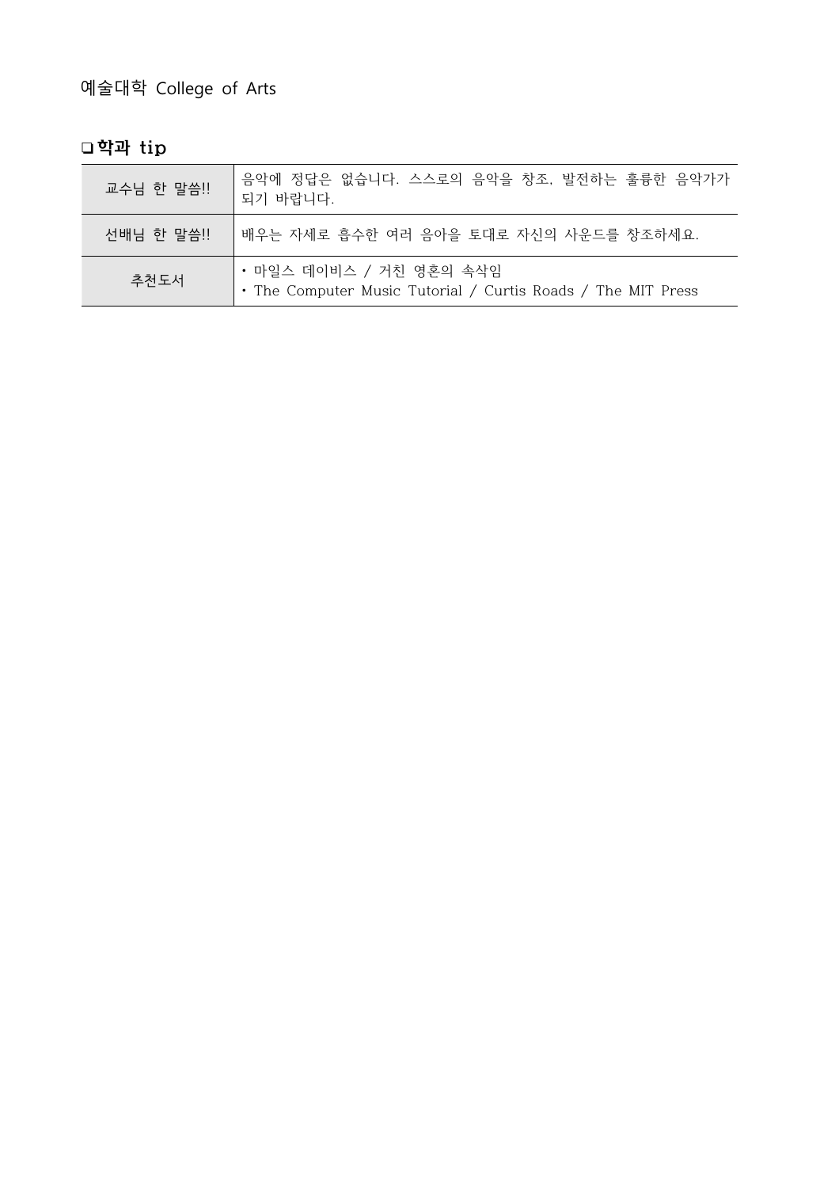예술대학 College of Arts

## ❏ 학과 tip

| | |
|---|---|
| 교수님 한 말씀!! | 음악에 정답은 없습니다. 스스로의 음악을 창조, 발전하는 훌륭한 음악가가 되기 바랍니다. |
| 선배님 한 말씀!! | 배우는 자세로 흡수한 여러 음아을 토대로 자신의 사운드를 창조하세요. |
| 추천도서 | • 마일스 데이비스 / 거친 영혼의 속삭임<br>• The Computer Music Tutorial / Curtis Roads / The MIT Press |